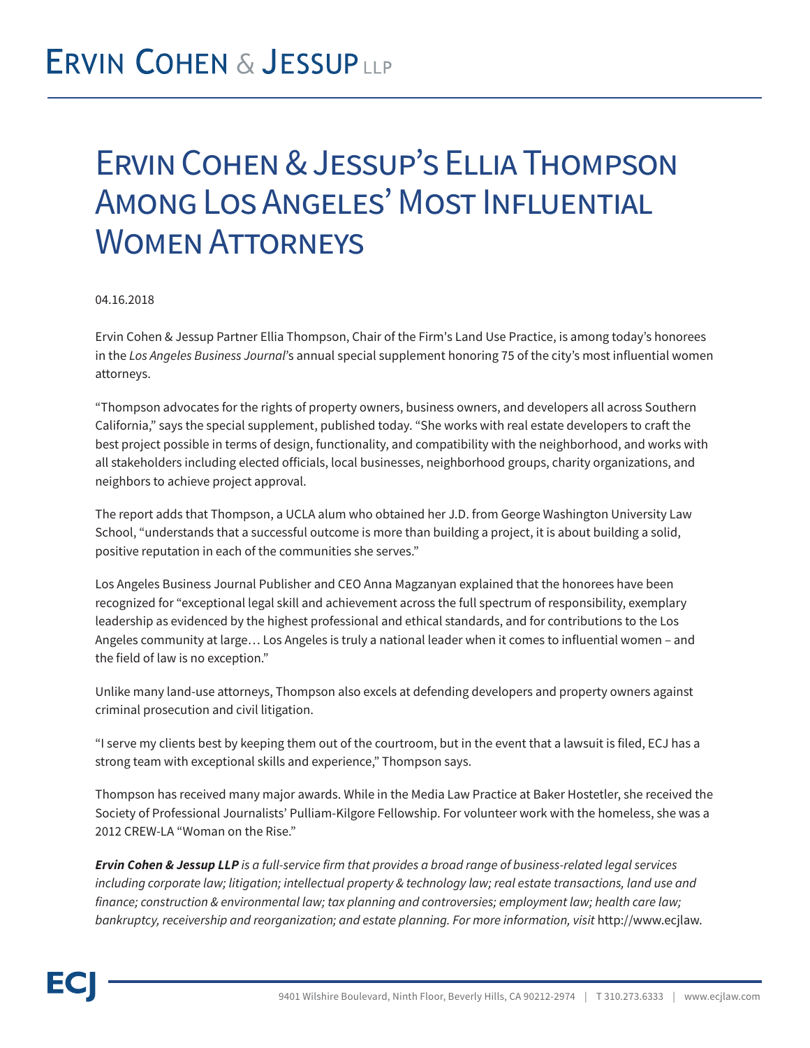# Ervin Cohen & Jessup LLP

# Ervin Cohen & Jessup's Ellia Thompson Among Los Angeles' Most Influential Women Attorneys

04.16.2018

Ervin Cohen & Jessup Partner Ellia Thompson, Chair of the Firm's Land Use Practice, is among today's honorees in the *Los Angeles Business Journal*'s annual special supplement honoring 75 of the city's most influential women attorneys.

"Thompson advocates for the rights of property owners, business owners, and developers all across Southern California," says the special supplement, published today. "She works with real estate developers to craft the best project possible in terms of design, functionality, and compatibility with the neighborhood, and works with all stakeholders including elected officials, local businesses, neighborhood groups, charity organizations, and neighbors to achieve project approval.

The report adds that Thompson, a UCLA alum who obtained her J.D. from George Washington University Law School, "understands that a successful outcome is more than building a project, it is about building a solid, positive reputation in each of the communities she serves."

Los Angeles Business Journal Publisher and CEO Anna Magzanyan explained that the honorees have been recognized for "exceptional legal skill and achievement across the full spectrum of responsibility, exemplary leadership as evidenced by the highest professional and ethical standards, and for contributions to the Los Angeles community at large… Los Angeles is truly a national leader when it comes to influential women – and the field of law is no exception."

Unlike many land-use attorneys, Thompson also excels at defending developers and property owners against criminal prosecution and civil litigation.

"I serve my clients best by keeping them out of the courtroom, but in the event that a lawsuit is filed, ECJ has a strong team with exceptional skills and experience," Thompson says.

Thompson has received many major awards. While in the Media Law Practice at Baker Hostetler, she received the Society of Professional Journalists' Pulliam-Kilgore Fellowship. For volunteer work with the homeless, she was a 2012 CREW-LA "Woman on the Rise."

***Ervin Cohen & Jessup LLP** is a full-service firm that provides a broad range of business-related legal services including corporate law; litigation; intellectual property & technology law; real estate transactions, land use and finance; construction & environmental law; tax planning and controversies; employment law; health care law; bankruptcy, receivership and reorganization; and estate planning. For more information, visit* http://www.ecjlaw.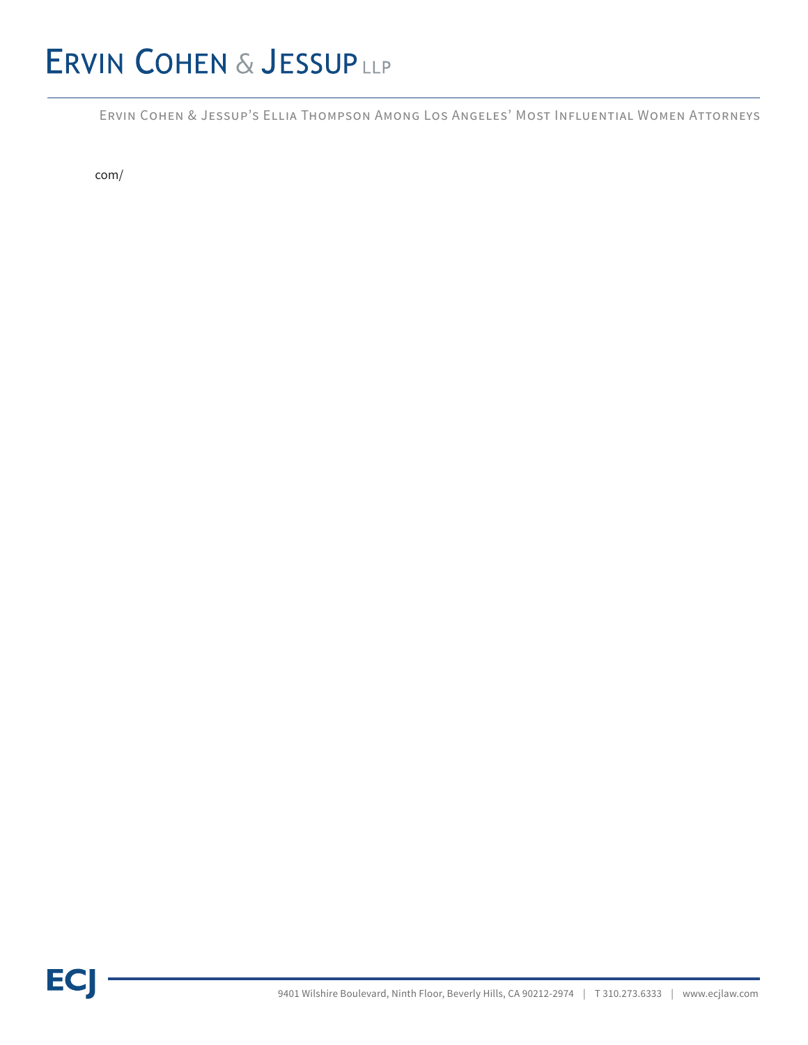com/